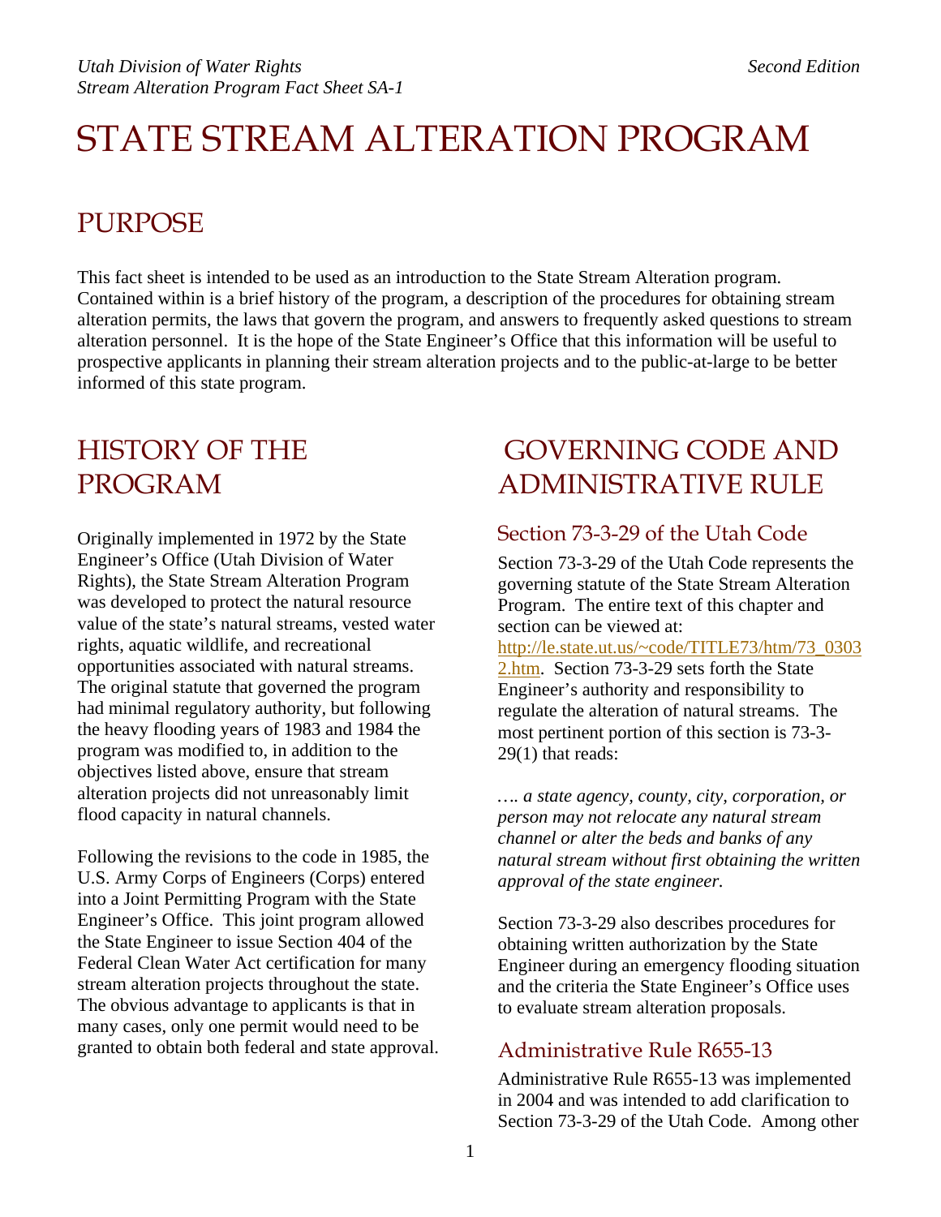# STATE STREAM ALTERATION PROGRAM

## PURPOSE

This fact sheet is intended to be used as an introduction to the State Stream Alteration program. Contained within is a brief history of the program, a description of the procedures for obtaining stream alteration permits, the laws that govern the program, and answers to frequently asked questions to stream alteration personnel. It is the hope of the State Engineer's Office that this information will be useful to prospective applicants in planning their stream alteration projects and to the public-at-large to be better informed of this state program.

## HISTORY OF THE PROGRAM

Originally implemented in 1972 by the State Engineer's Office (Utah Division of Water Rights), the State Stream Alteration Program was developed to protect the natural resource value of the state's natural streams, vested water rights, aquatic wildlife, and recreational opportunities associated with natural streams. The original statute that governed the program had minimal regulatory authority, but following the heavy flooding years of 1983 and 1984 the program was modified to, in addition to the objectives listed above, ensure that stream alteration projects did not unreasonably limit flood capacity in natural channels.

Following the revisions to the code in 1985, the U.S. Army Corps of Engineers (Corps) entered into a Joint Permitting Program with the State Engineer's Office. This joint program allowed the State Engineer to issue Section 404 of the Federal Clean Water Act certification for many stream alteration projects throughout the state. The obvious advantage to applicants is that in many cases, only one permit would need to be granted to obtain both federal and state approval.

## GOVERNING CODE AND ADMINISTRATIVE RULE

### Section 73-3-29 of the Utah Code

Section 73-3-29 of the Utah Code represents the governing statute of the State Stream Alteration Program. The entire text of this chapter and section can be viewed at: http://le.state.ut.us/~code/TITLE73/htm/73_03032.htm. Section 73-3-29 sets forth the State Engineer's authority and responsibility to regulate the alteration of natural streams. The most pertinent portion of this section is 73-3-29(1) that reads:

*…. a state agency, county, city, corporation, or person may not relocate any natural stream channel or alter the beds and banks of any natural stream without first obtaining the written approval of the state engineer.*

Section 73-3-29 also describes procedures for obtaining written authorization by the State Engineer during an emergency flooding situation and the criteria the State Engineer's Office uses to evaluate stream alteration proposals.

### Administrative Rule R655-13

Administrative Rule R655-13 was implemented in 2004 and was intended to add clarification to Section 73-3-29 of the Utah Code. Among other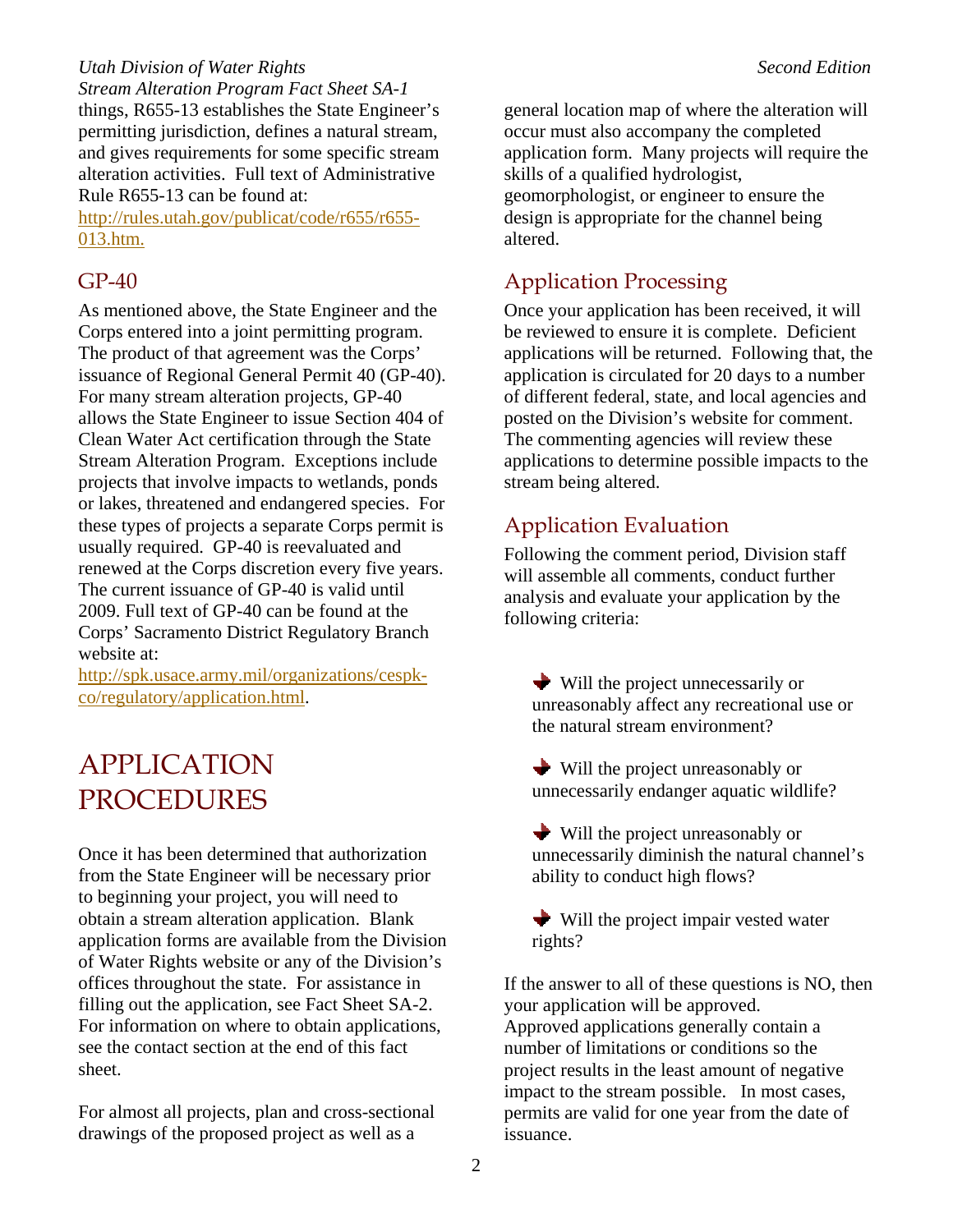things, R655-13 establishes the State Engineer's permitting jurisdiction, defines a natural stream, and gives requirements for some specific stream alteration activities. Full text of Administrative Rule R655-13 can be found at: http://rules.utah.gov/publicat/code/r655/r655-013.htm.

## GP-40

As mentioned above, the State Engineer and the Corps entered into a joint permitting program. The product of that agreement was the Corps' issuance of Regional General Permit 40 (GP-40). For many stream alteration projects, GP-40 allows the State Engineer to issue Section 404 of Clean Water Act certification through the State Stream Alteration Program. Exceptions include projects that involve impacts to wetlands, ponds or lakes, threatened and endangered species. For these types of projects a separate Corps permit is usually required. GP-40 is reevaluated and renewed at the Corps discretion every five years. The current issuance of GP-40 is valid until 2009. Full text of GP-40 can be found at the Corps' Sacramento District Regulatory Branch website at: http://spk.usace.army.mil/organizations/cespk-co/regulatory/application.html.

# APPLICATION PROCEDURES

Once it has been determined that authorization from the State Engineer will be necessary prior to beginning your project, you will need to obtain a stream alteration application. Blank application forms are available from the Division of Water Rights website or any of the Division's offices throughout the state. For assistance in filling out the application, see Fact Sheet SA-2. For information on where to obtain applications, see the contact section at the end of this fact sheet.

For almost all projects, plan and cross-sectional drawings of the proposed project as well as a general location map of where the alteration will occur must also accompany the completed application form. Many projects will require the skills of a qualified hydrologist, geomorphologist, or engineer to ensure the design is appropriate for the channel being altered.

## Application Processing

Once your application has been received, it will be reviewed to ensure it is complete. Deficient applications will be returned. Following that, the application is circulated for 20 days to a number of different federal, state, and local agencies and posted on the Division's website for comment. The commenting agencies will review these applications to determine possible impacts to the stream being altered.

## Application Evaluation

Following the comment period, Division staff will assemble all comments, conduct further analysis and evaluate your application by the following criteria:

- Will the project unnecessarily or unreasonably affect any recreational use or the natural stream environment?
- Will the project unreasonably or unnecessarily endanger aquatic wildlife?
- Will the project unreasonably or unnecessarily diminish the natural channel's ability to conduct high flows?
- Will the project impair vested water rights?

If the answer to all of these questions is NO, then your application will be approved. Approved applications generally contain a number of limitations or conditions so the project results in the least amount of negative impact to the stream possible. In most cases, permits are valid for one year from the date of issuance.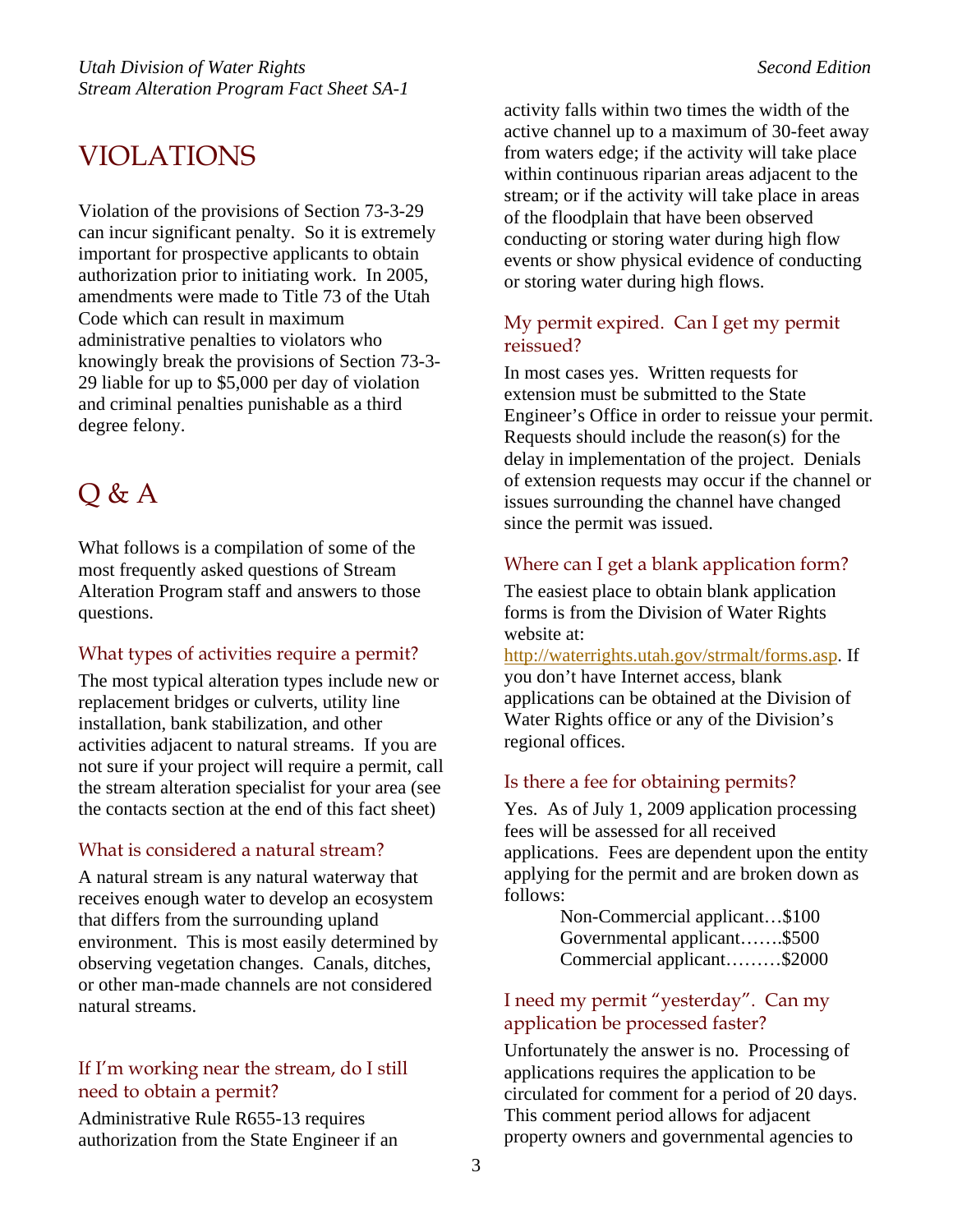# VIOLATIONS

Violation of the provisions of Section 73-3-29 can incur significant penalty. So it is extremely important for prospective applicants to obtain authorization prior to initiating work. In 2005, amendments were made to Title 73 of the Utah Code which can result in maximum administrative penalties to violators who knowingly break the provisions of Section 73-3-29 liable for up to $5,000 per day of violation and criminal penalties punishable as a third degree felony.

# Q & A

What follows is a compilation of some of the most frequently asked questions of Stream Alteration Program staff and answers to those questions.

### What types of activities require a permit?

The most typical alteration types include new or replacement bridges or culverts, utility line installation, bank stabilization, and other activities adjacent to natural streams. If you are not sure if your project will require a permit, call the stream alteration specialist for your area (see the contacts section at the end of this fact sheet)

### What is considered a natural stream?

A natural stream is any natural waterway that receives enough water to develop an ecosystem that differs from the surrounding upland environment. This is most easily determined by observing vegetation changes. Canals, ditches, or other man-made channels are not considered natural streams.

### If I'm working near the stream, do I still need to obtain a permit?

Administrative Rule R655-13 requires authorization from the State Engineer if an activity falls within two times the width of the active channel up to a maximum of 30-feet away from waters edge; if the activity will take place within continuous riparian areas adjacent to the stream; or if the activity will take place in areas of the floodplain that have been observed conducting or storing water during high flow events or show physical evidence of conducting or storing water during high flows.

### My permit expired. Can I get my permit reissued?

In most cases yes. Written requests for extension must be submitted to the State Engineer's Office in order to reissue your permit. Requests should include the reason(s) for the delay in implementation of the project. Denials of extension requests may occur if the channel or issues surrounding the channel have changed since the permit was issued.

### Where can I get a blank application form?

The easiest place to obtain blank application forms is from the Division of Water Rights website at: http://waterrights.utah.gov/strmalt/forms.asp. If you don't have Internet access, blank applications can be obtained at the Division of Water Rights office or any of the Division's regional offices.

### Is there a fee for obtaining permits?

Yes. As of July 1, 2009 application processing fees will be assessed for all received applications. Fees are dependent upon the entity applying for the permit and are broken down as follows:

Non-Commercial applicant…$100
Governmental applicant…….$500
Commercial applicant………$2000

### I need my permit "yesterday". Can my application be processed faster?

Unfortunately the answer is no. Processing of applications requires the application to be circulated for comment for a period of 20 days. This comment period allows for adjacent property owners and governmental agencies to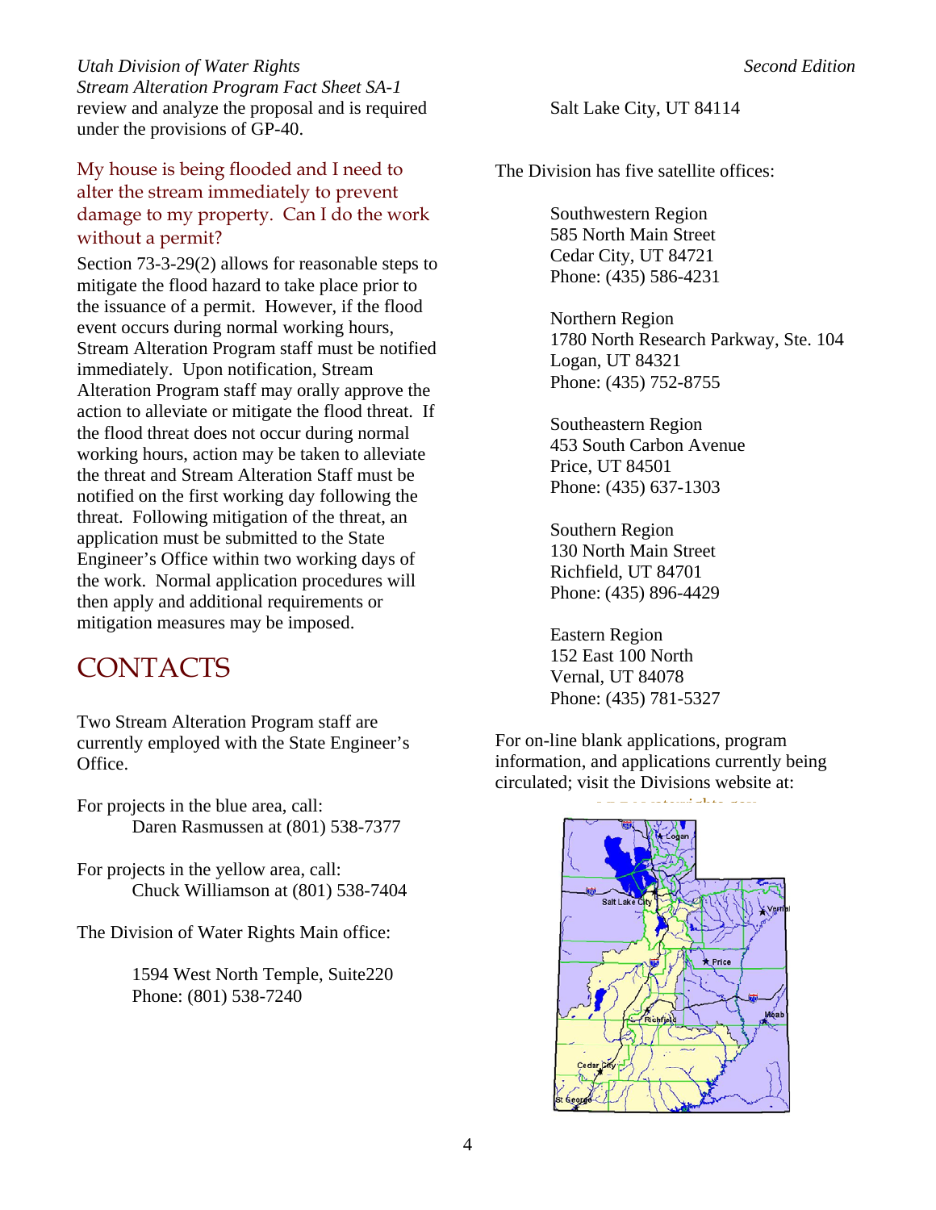review and analyze the proposal and is required under the provisions of GP-40.

### My house is being flooded and I need to alter the stream immediately to prevent damage to my property. Can I do the work without a permit?

Section 73-3-29(2) allows for reasonable steps to mitigate the flood hazard to take place prior to the issuance of a permit. However, if the flood event occurs during normal working hours, Stream Alteration Program staff must be notified immediately. Upon notification, Stream Alteration Program staff may orally approve the action to alleviate or mitigate the flood threat. If the flood threat does not occur during normal working hours, action may be taken to alleviate the threat and Stream Alteration Staff must be notified on the first working day following the threat. Following mitigation of the threat, an application must be submitted to the State Engineer's Office within two working days of the work. Normal application procedures will then apply and additional requirements or mitigation measures may be imposed.

# CONTACTS

Two Stream Alteration Program staff are currently employed with the State Engineer's Office.

For projects in the blue area, call:
Daren Rasmussen at (801) 538-7377

For projects in the yellow area, call:
Chuck Williamson at (801) 538-7404

The Division of Water Rights Main office:

1594 West North Temple, Suite220
Phone: (801) 538-7240
Salt Lake City, UT 84114

The Division has five satellite offices:

Southwestern Region
585 North Main Street
Cedar City, UT 84721
Phone: (435) 586-4231

Northern Region
1780 North Research Parkway, Ste. 104
Logan, UT 84321
Phone: (435) 752-8755

Southeastern Region
453 South Carbon Avenue
Price, UT 84501
Phone: (435) 637-1303

Southern Region
130 North Main Street
Richfield, UT 84701
Phone: (435) 896-4429

Eastern Region
152 East 100 North
Vernal, UT 84078
Phone: (435) 781-5327

For on-line blank applications, program information, and applications currently being circulated; visit the Divisions website at:

Logan
Salt Lake City
Vernal
Price
Moab
Richfield
Cedar City
St George